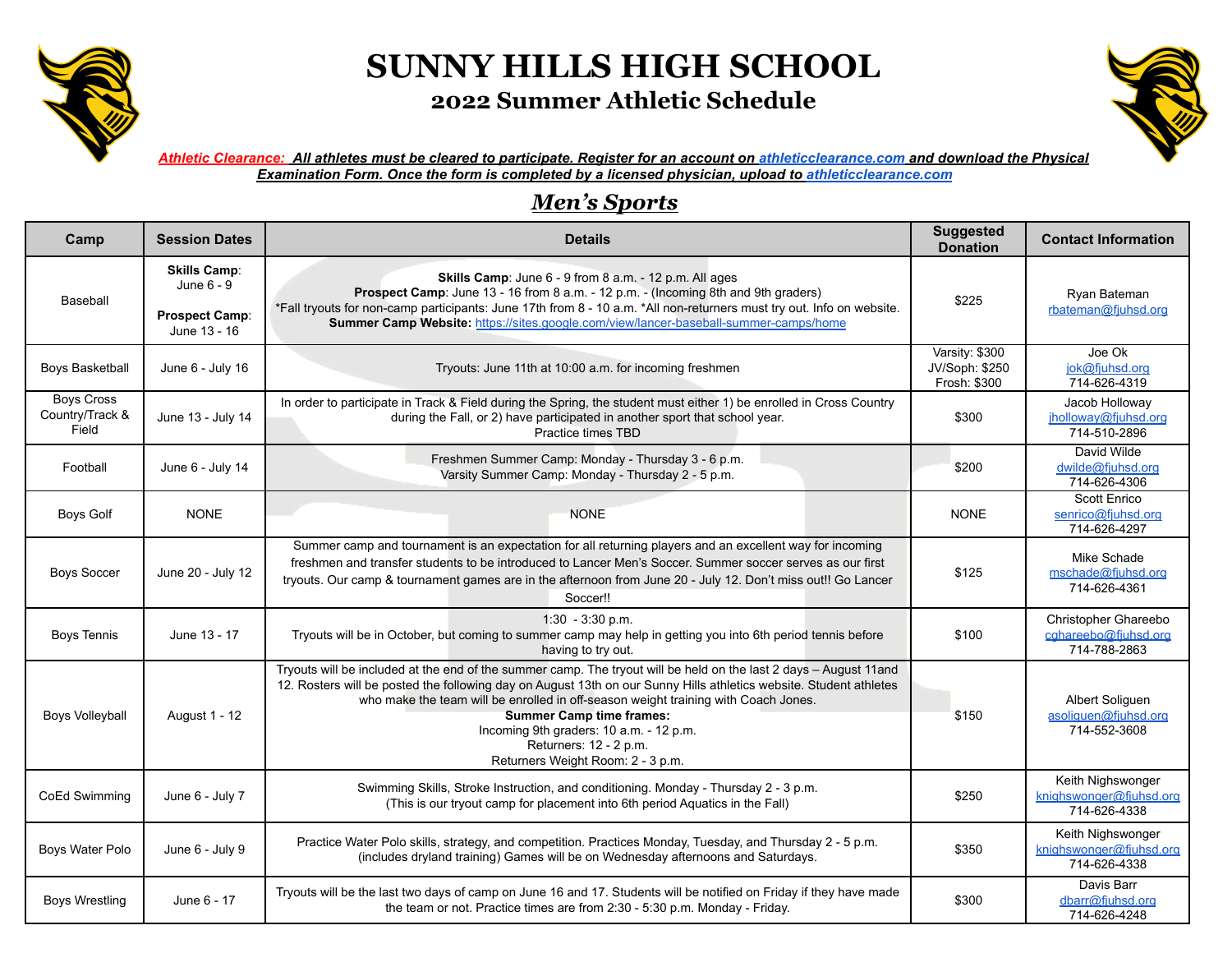# SUNNY HILLS HIGH SCHOOL

## 2022 Summer Athletic Schedule

***Athletic Clearance:** All athletes must be cleared to participate. Register for an account on athleticclearance.com and download the Physical Examination Form. Once the form is completed by a licensed physician, upload to athleticclearance.com*

## *Men's Sports*

| Camp | Session Dates | Details | Suggested Donation | Contact Information |
|---|---|---|---|---|
| Baseball | **Skills Camp**: June 6 - 9<br>**Prospect Camp**: June 13 - 16 | **Skills Camp**: June 6 - 9 from 8 a.m. - 12 p.m. All ages<br>**Prospect Camp**: June 13 - 16 from 8 a.m. - 12 p.m. - (Incoming 8th and 9th graders)<br>*Fall tryouts for non-camp participants: June 17th from 8 - 10 a.m. *All non-returners must try out. Info on website.<br>**Summer Camp Website:** https://sites.google.com/view/lancer-baseball-summer-camps/home | $225 | Ryan Bateman<br>rbateman@fjuhsd.org |
| Boys Basketball | June 6 - July 16 | Tryouts: June 11th at 10:00 a.m. for incoming freshmen | Varsity: $300<br>JV/Soph: $250<br>Frosh: $300 | Joe Ok<br>jok@fjuhsd.org<br>714-626-4319 |
| Boys Cross Country/Track & Field | June 13 - July 14 | In order to participate in Track & Field during the Spring, the student must either 1) be enrolled in Cross Country during the Fall, or 2) have participated in another sport that school year.<br>Practice times TBD | $300 | Jacob Holloway<br>jholloway@fjuhsd.org<br>714-510-2896 |
| Football | June 6 - July 14 | Freshmen Summer Camp: Monday - Thursday 3 - 6 p.m.<br>Varsity Summer Camp: Monday - Thursday 2 - 5 p.m. | $200 | David Wilde<br>dwilde@fjuhsd.org<br>714-626-4306 |
| Boys Golf | NONE | NONE | NONE | Scott Enrico<br>senrico@fjuhsd.org<br>714-626-4297 |
| Boys Soccer | June 20 - July 12 | Summer camp and tournament is an expectation for all returning players and an excellent way for incoming freshmen and transfer students to be introduced to Lancer Men's Soccer. Summer soccer serves as our first tryouts. Our camp & tournament games are in the afternoon from June 20 - July 12. Don't miss out!! Go Lancer Soccer!! | $125 | Mike Schade<br>mschade@fjuhsd.org<br>714-626-4361 |
| Boys Tennis | June 13 - 17 | 1:30 - 3:30 p.m.<br>Tryouts will be in October, but coming to summer camp may help in getting you into 6th period tennis before having to try out. | $100 | Christopher Ghareebo<br>cghareebo@fjuhsd.org<br>714-788-2863 |
| Boys Volleyball | August 1 - 12 | Tryouts will be included at the end of the summer camp. The tryout will be held on the last 2 days – August 11and 12. Rosters will be posted the following day on August 13th on our Sunny Hills athletics website. Student athletes who make the team will be enrolled in off-season weight training with Coach Jones.<br>**Summer Camp time frames:**<br>Incoming 9th graders: 10 a.m. - 12 p.m.<br>Returners: 12 - 2 p.m.<br>Returners Weight Room: 2 - 3 p.m. | $150 | Albert Soliguen<br>asoliguen@fjuhsd.org<br>714-552-3608 |
| CoEd Swimming | June 6 - July 7 | Swimming Skills, Stroke Instruction, and conditioning. Monday - Thursday 2 - 3 p.m.<br>(This is our tryout camp for placement into 6th period Aquatics in the Fall) | $250 | Keith Nighswonger<br>knighswonger@fjuhsd.org<br>714-626-4338 |
| Boys Water Polo | June 6 - July 9 | Practice Water Polo skills, strategy, and competition. Practices Monday, Tuesday, and Thursday 2 - 5 p.m.<br>(includes dryland training) Games will be on Wednesday afternoons and Saturdays. | $350 | Keith Nighswonger<br>knighswonger@fjuhsd.org<br>714-626-4338 |
| Boys Wrestling | June 6 - 17 | Tryouts will be the last two days of camp on June 16 and 17. Students will be notified on Friday if they have made the team or not. Practice times are from 2:30 - 5:30 p.m. Monday - Friday. | $300 | Davis Barr<br>dbarr@fjuhsd.org<br>714-626-4248 |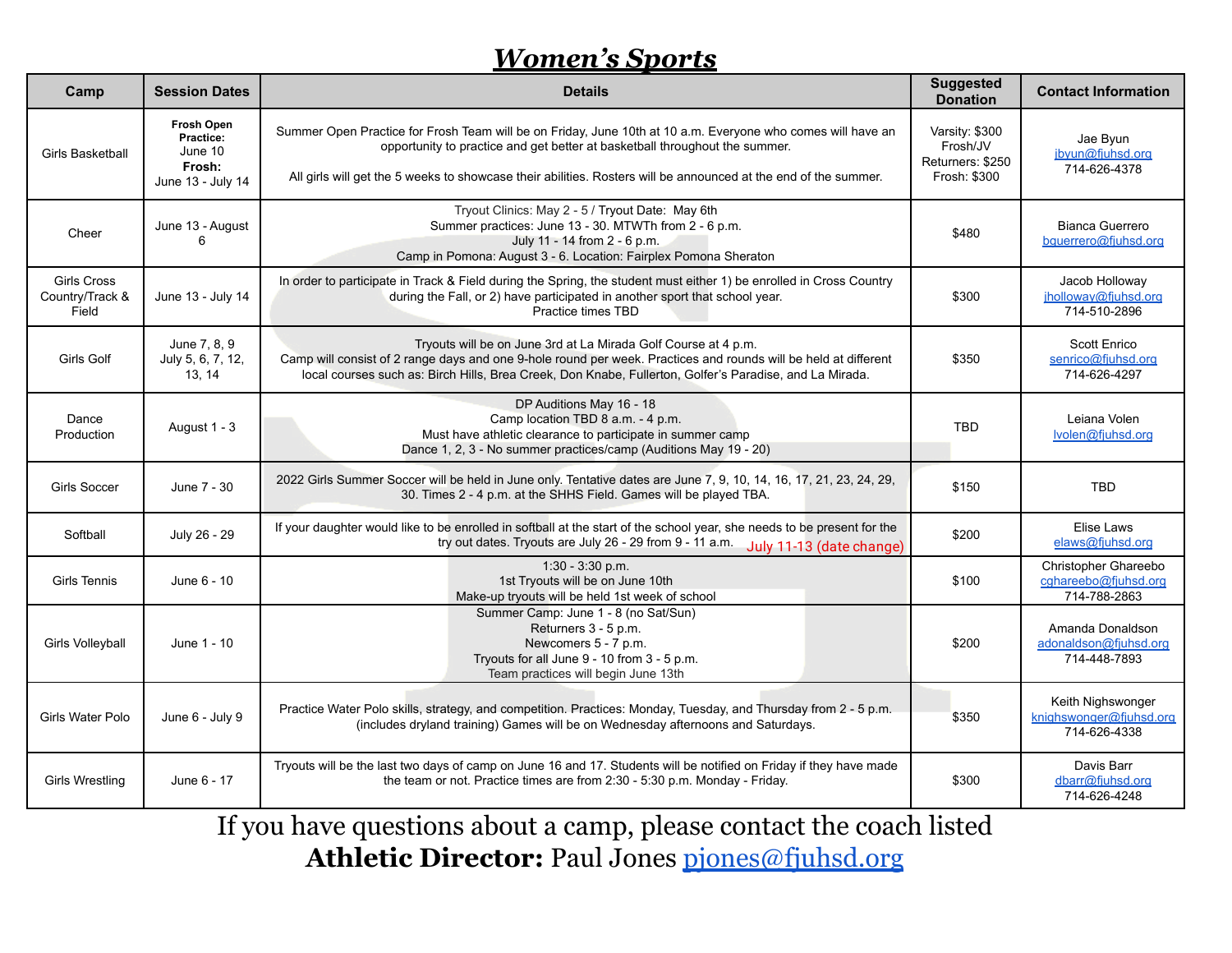# ***Women's Sports***

| Camp | Session Dates | Details | Suggested Donation | Contact Information |
|---|---|---|---|---|
| Girls Basketball | **Frosh Open Practice:** June 10 **Frosh:** June 13 - July 14 | Summer Open Practice for Frosh Team will be on Friday, June 10th at 10 a.m. Everyone who comes will have an opportunity to practice and get better at basketball throughout the summer. All girls will get the 5 weeks to showcase their abilities. Rosters will be announced at the end of the summer. | Varsity: $300 Frosh/JV Returners: $250 Frosh: $300 | Jae Byun jbyun@fjuhsd.org 714-626-4378 |
| Cheer | June 13 - August 6 | Tryout Clinics: May 2 - 5 / Tryout Date: May 6th Summer practices: June 13 - 30. MTWTh from 2 - 6 p.m. July 11 - 14 from 2 - 6 p.m. Camp in Pomona: August 3 - 6. Location: Fairplex Pomona Sheraton | $480 | Bianca Guerrero bguerrero@fjuhsd.org |
| Girls Cross Country/Track & Field | June 13 - July 14 | In order to participate in Track & Field during the Spring, the student must either 1) be enrolled in Cross Country during the Fall, or 2) have participated in another sport that school year. Practice times TBD | $300 | Jacob Holloway jholloway@fjuhsd.org 714-510-2896 |
| Girls Golf | June 7, 8, 9 July 5, 6, 7, 12, 13, 14 | Tryouts will be on June 3rd at La Mirada Golf Course at 4 p.m. Camp will consist of 2 range days and one 9-hole round per week. Practices and rounds will be held at different local courses such as: Birch Hills, Brea Creek, Don Knabe, Fullerton, Golfer's Paradise, and La Mirada. | $350 | Scott Enrico senrico@fjuhsd.org 714-626-4297 |
| Dance Production | August 1 - 3 | DP Auditions May 16 - 18 Camp location TBD 8 a.m. - 4 p.m. Must have athletic clearance to participate in summer camp Dance 1, 2, 3 - No summer practices/camp (Auditions May 19 - 20) | TBD | Leiana Volen lvolen@fjuhsd.org |
| Girls Soccer | June 7 - 30 | 2022 Girls Summer Soccer will be held in June only. Tentative dates are June 7, 9, 10, 14, 16, 17, 21, 23, 24, 29, 30. Times 2 - 4 p.m. at the SHHS Field. Games will be played TBA. | $150 | TBD |
| Softball | July 26 - 29 | If your daughter would like to be enrolled in softball at the start of the school year, she needs to be present for the try out dates. Tryouts are July 26 - 29 from 9 - 11 a.m. July 11-13 (date change) | $200 | Elise Laws elaws@fjuhsd.org |
| Girls Tennis | June 6 - 10 | 1:30 - 3:30 p.m. 1st Tryouts will be on June 10th Make-up tryouts will be held 1st week of school | $100 | Christopher Ghareebo cghareebo@fjuhsd.org 714-788-2863 |
| Girls Volleyball | June 1 - 10 | Summer Camp: June 1 - 8 (no Sat/Sun) Returners 3 - 5 p.m. Newcomers 5 - 7 p.m. Tryouts for all June 9 - 10 from 3 - 5 p.m. Team practices will begin June 13th | $200 | Amanda Donaldson adonaldson@fjuhsd.org 714-448-7893 |
| Girls Water Polo | June 6 - July 9 | Practice Water Polo skills, strategy, and competition. Practices: Monday, Tuesday, and Thursday from 2 - 5 p.m. (includes dryland training) Games will be on Wednesday afternoons and Saturdays. | $350 | Keith Nighswonger knighswonger@fjuhsd.org 714-626-4338 |
| Girls Wrestling | June 6 - 17 | Tryouts will be the last two days of camp on June 16 and 17. Students will be notified on Friday if they have made the team or not. Practice times are from 2:30 - 5:30 p.m. Monday - Friday. | $300 | Davis Barr dbarr@fjuhsd.org 714-626-4248 |

If you have questions about a camp, please contact the coach listed

**Athletic Director:** Paul Jones pjones@fjuhsd.org